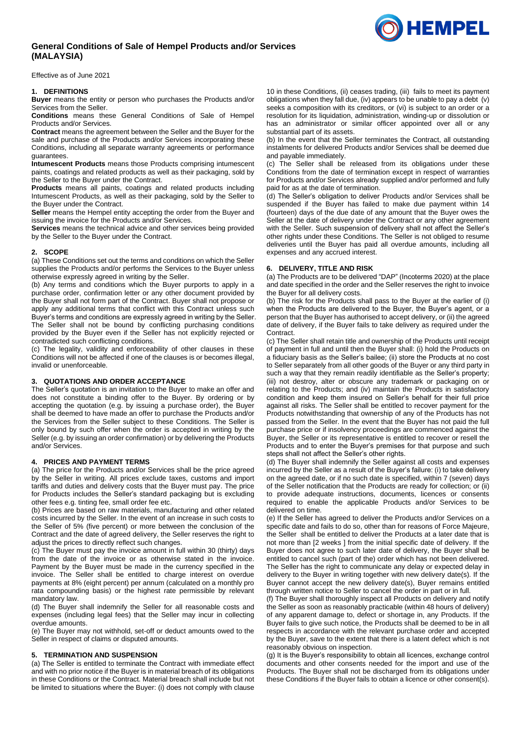# General Conditions of Sale of Hempel Products and/or Services (MALAYSIA)

Effective as of June 2021

## 1. DEFINITIONS

**Buyer** means the entity or person who purchases the Products and/or Services from the Seller.

**Conditions** means these General Conditions of Sale of Hempel Products and/or Services.

**Contract** means the agreement between the Seller and the Buyer for the sale and purchase of the Products and/or Services incorporating these Conditions, including all separate warranty agreements or performance guarantees.

**Intumescent Products** means those Products comprising intumescent paints, coatings and related products as well as their packaging, sold by the Seller to the Buyer under the Contract.

**Products** means all paints, coatings and related products including Intumescent Products, as well as their packaging, sold by the Seller to the Buyer under the Contract.

**Seller** means the Hempel entity accepting the order from the Buyer and issuing the invoice for the Products and/or Services.

**Services** means the technical advice and other services being provided by the Seller to the Buyer under the Contract.

## 2. SCOPE

(a) These Conditions set out the terms and conditions on which the Seller supplies the Products and/or performs the Services to the Buyer unless otherwise expressly agreed in writing by the Seller.

(b) Any terms and conditions which the Buyer purports to apply in a purchase order, confirmation letter or any other document provided by the Buyer shall not form part of the Contract. Buyer shall not propose or apply any additional terms that conflict with this Contract unless such Buyer's terms and conditions are expressly agreed in writing by the Seller. The Seller shall not be bound by conflicting purchasing conditions provided by the Buyer even if the Seller has not explicitly rejected or contradicted such conflicting conditions.

(c) The legality, validity and enforceability of other clauses in these Conditions will not be affected if one of the clauses is or becomes illegal, invalid or unenforceable.

## 3. QUOTATIONS AND ORDER ACCEPTANCE

The Seller's quotation is an invitation to the Buyer to make an offer and does not constitute a binding offer to the Buyer. By ordering or by accepting the quotation (e.g. by issuing a purchase order), the Buyer shall be deemed to have made an offer to purchase the Products and/or the Services from the Seller subject to these Conditions. The Seller is only bound by such offer when the order is accepted in writing by the Seller (e.g. by issuing an order confirmation) or by delivering the Products and/or Services.

## 4. PRICES AND PAYMENT TERMS

(a) The price for the Products and/or Services shall be the price agreed by the Seller in writing. All prices exclude taxes, customs and import tariffs and duties and delivery costs that the Buyer must pay. The price for Products includes the Seller's standard packaging but is excluding other fees e.g. tinting fee, small order fee etc.

(b) Prices are based on raw materials, manufacturing and other related costs incurred by the Seller. In the event of an increase in such costs to the Seller of 5% (five percent) or more between the conclusion of the Contract and the date of agreed delivery, the Seller reserves the right to adjust the prices to directly reflect such changes.

(c) The Buyer must pay the invoice amount in full within 30 (thirty) days from the date of the invoice or as otherwise stated in the invoice. Payment by the Buyer must be made in the currency specified in the invoice. The Seller shall be entitled to charge interest on overdue payments at 8% (eight percent) per annum (calculated on a monthly pro rata compounding basis) or the highest rate permissible by relevant mandatory law.

(d) The Buyer shall indemnify the Seller for all reasonable costs and expenses (including legal fees) that the Seller may incur in collecting overdue amounts.

(e) The Buyer may not withhold, set-off or deduct amounts owed to the Seller in respect of claims or disputed amounts.

## 5. TERMINATION AND SUSPENSION

(a) The Seller is entitled to terminate the Contract with immediate effect and with no prior notice if the Buyer is in material breach of its obligations in these Conditions or the Contract. Material breach shall include but not be limited to situations where the Buyer: (i) does not comply with clause 10 in these Conditions, (ii) ceases trading, (iii) fails to meet its payment obligations when they fall due, (iv) appears to be unable to pay a debt (v) seeks a composition with its creditors, or (vi) is subject to an order or a resolution for its liquidation, administration, winding-up or dissolution or has an administrator or similar officer appointed over all or any substantial part of its assets.

(b) In the event that the Seller terminates the Contract, all outstanding instalments for delivered Products and/or Services shall be deemed due and payable immediately.

(c) The Seller shall be released from its obligations under these Conditions from the date of termination except in respect of warranties for Products and/or Services already supplied and/or performed and fully paid for as at the date of termination.

(d) The Seller's obligation to deliver Products and/or Services shall be suspended if the Buyer has failed to make due payment within 14 (fourteen) days of the due date of any amount that the Buyer owes the Seller at the date of delivery under the Contract or any other agreement with the Seller. Such suspension of delivery shall not affect the Seller's other rights under these Conditions. The Seller is not obliged to resume deliveries until the Buyer has paid all overdue amounts, including all expenses and any accrued interest.

## 6. DELIVERY, TITLE AND RISK

(a) The Products are to be delivered "DAP" (Incoterms 2020) at the place and date specified in the order and the Seller reserves the right to invoice the Buyer for all delivery costs.

(b) The risk for the Products shall pass to the Buyer at the earlier of (i) when the Products are delivered to the Buyer, the Buyer's agent, or a person that the Buyer has authorised to accept delivery, or (ii) the agreed date of delivery, if the Buyer fails to take delivery as required under the Contract.

(c) The Seller shall retain title and ownership of the Products until receipt of payment in full and until then the Buyer shall: (i) hold the Products on a fiduciary basis as the Seller's bailee; (ii) store the Products at no cost to Seller separately from all other goods of the Buyer or any third party in such a way that they remain readily identifiable as the Seller's property; (iii) not destroy, alter or obscure any trademark or packaging on or relating to the Products; and (iv) maintain the Products in satisfactory condition and keep them insured on Seller's behalf for their full price against all risks. The Seller shall be entitled to recover payment for the Products notwithstanding that ownership of any of the Products has not passed from the Seller. In the event that the Buyer has not paid the full purchase price or if insolvency proceedings are commenced against the Buyer, the Seller or its representative is entitled to recover or resell the Products and to enter the Buyer's premises for that purpose and such steps shall not affect the Seller's other rights.

(d) The Buyer shall indemnify the Seller against all costs and expenses incurred by the Seller as a result of the Buyer's failure: (i) to take delivery on the agreed date, or if no such date is specified, within 7 (seven) days of the Seller notification that the Products are ready for collection; or (ii) to provide adequate instructions, documents, licences or consents required to enable the applicable Products and/or Services to be delivered on time.

(e) If the Seller has agreed to deliver the Products and/or Services on a specific date and fails to do so, other than for reasons of Force Majeure, the Seller shall be entitled to deliver the Products at a later date that is not more than [2 weeks ] from the initial specific date of delivery. If the Buyer does not agree to such later date of delivery, the Buyer shall be entitled to cancel such (part of the) order which has not been delivered. The Seller has the right to communicate any delay or expected delay in delivery to the Buyer in writing together with new delivery date(s). If the Buyer cannot accept the new delivery date(s), Buyer remains entitled through written notice to Seller to cancel the order in part or in full.

(f) The Buyer shall thoroughly inspect all Products on delivery and notify the Seller as soon as reasonably practicable (within 48 hours of delivery) of any apparent damage to, defect or shortage in, any Products. If the Buyer fails to give such notice, the Products shall be deemed to be in all respects in accordance with the relevant purchase order and accepted by the Buyer, save to the extent that there is a latent defect which is not reasonably obvious on inspection.

(g) It is the Buyer's responsibility to obtain all licences, exchange control documents and other consents needed for the import and use of the Products. The Buyer shall not be discharged from its obligations under these Conditions if the Buyer fails to obtain a licence or other consent(s).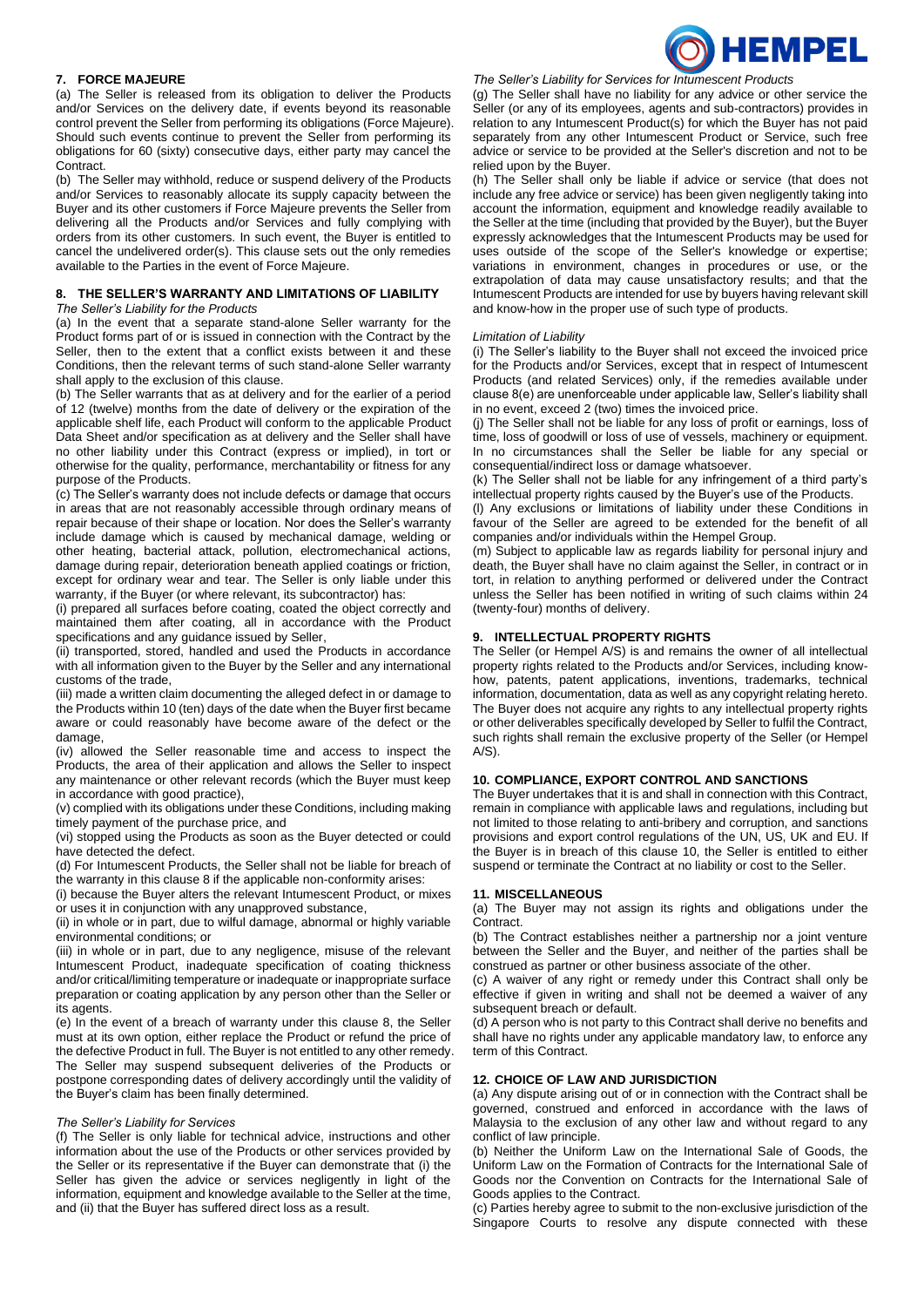## 7. FORCE MAJEURE

(a) The Seller is released from its obligation to deliver the Products and/or Services on the delivery date, if events beyond its reasonable control prevent the Seller from performing its obligations (Force Majeure). Should such events continue to prevent the Seller from performing its obligations for 60 (sixty) consecutive days, either party may cancel the Contract.

(b) The Seller may withhold, reduce or suspend delivery of the Products and/or Services to reasonably allocate its supply capacity between the Buyer and its other customers if Force Majeure prevents the Seller from delivering all the Products and/or Services and fully complying with orders from its other customers. In such event, the Buyer is entitled to cancel the undelivered order(s). This clause sets out the only remedies available to the Parties in the event of Force Majeure.

## 8. THE SELLER'S WARRANTY AND LIMITATIONS OF LIABILITY

*The Seller's Liability for the Products*

(a) In the event that a separate stand-alone Seller warranty for the Product forms part of or is issued in connection with the Contract by the Seller, then to the extent that a conflict exists between it and these Conditions, then the relevant terms of such stand-alone Seller warranty shall apply to the exclusion of this clause.

(b) The Seller warrants that as at delivery and for the earlier of a period of 12 (twelve) months from the date of delivery or the expiration of the applicable shelf life, each Product will conform to the applicable Product Data Sheet and/or specification as at delivery and the Seller shall have no other liability under this Contract (express or implied), in tort or otherwise for the quality, performance, merchantability or fitness for any purpose of the Products.

(c) The Seller's warranty does not include defects or damage that occurs in areas that are not reasonably accessible through ordinary means of repair because of their shape or location. Nor does the Seller's warranty include damage which is caused by mechanical damage, welding or other heating, bacterial attack, pollution, electromechanical actions, damage during repair, deterioration beneath applied coatings or friction, except for ordinary wear and tear. The Seller is only liable under this warranty, if the Buyer (or where relevant, its subcontractor) has:

(i) prepared all surfaces before coating, coated the object correctly and maintained them after coating, all in accordance with the Product specifications and any guidance issued by Seller,

(ii) transported, stored, handled and used the Products in accordance with all information given to the Buyer by the Seller and any international customs of the trade,

(iii) made a written claim documenting the alleged defect in or damage to the Products within 10 (ten) days of the date when the Buyer first became aware or could reasonably have become aware of the defect or the damage,

(iv) allowed the Seller reasonable time and access to inspect the Products, the area of their application and allows the Seller to inspect any maintenance or other relevant records (which the Buyer must keep in accordance with good practice),

(v) complied with its obligations under these Conditions, including making timely payment of the purchase price, and

(vi) stopped using the Products as soon as the Buyer detected or could have detected the defect.

(d) For Intumescent Products, the Seller shall not be liable for breach of the warranty in this clause 8 if the applicable non-conformity arises:

(i) because the Buyer alters the relevant Intumescent Product, or mixes or uses it in conjunction with any unapproved substance,

(ii) in whole or in part, due to wilful damage, abnormal or highly variable environmental conditions; or

(iii) in whole or in part, due to any negligence, misuse of the relevant Intumescent Product, inadequate specification of coating thickness and/or critical/limiting temperature or inadequate or inappropriate surface preparation or coating application by any person other than the Seller or its agents.

(e) In the event of a breach of warranty under this clause 8, the Seller must at its own option, either replace the Product or refund the price of the defective Product in full. The Buyer is not entitled to any other remedy. The Seller may suspend subsequent deliveries of the Products or postpone corresponding dates of delivery accordingly until the validity of the Buyer's claim has been finally determined.

*The Seller's Liability for Services*

(f) The Seller is only liable for technical advice, instructions and other information about the use of the Products or other services provided by the Seller or its representative if the Buyer can demonstrate that (i) the Seller has given the advice or services negligently in light of the information, equipment and knowledge available to the Seller at the time, and (ii) that the Buyer has suffered direct loss as a result.

*The Seller's Liability for Services for Intumescent Products*

(g) The Seller shall have no liability for any advice or other service the Seller (or any of its employees, agents and sub-contractors) provides in relation to any Intumescent Product(s) for which the Buyer has not paid separately from any other Intumescent Product or Service, such free advice or service to be provided at the Seller's discretion and not to be relied upon by the Buyer.

(h) The Seller shall only be liable if advice or service (that does not include any free advice or service) has been given negligently taking into account the information, equipment and knowledge readily available to the Seller at the time (including that provided by the Buyer), but the Buyer expressly acknowledges that the Intumescent Products may be used for uses outside of the scope of the Seller's knowledge or expertise; variations in environment, changes in procedures or use, or the extrapolation of data may cause unsatisfactory results; and that the Intumescent Products are intended for use by buyers having relevant skill and know-how in the proper use of such type of products.

*Limitation of Liability*

(i) The Seller's liability to the Buyer shall not exceed the invoiced price for the Products and/or Services, except that in respect of Intumescent Products (and related Services) only, if the remedies available under clause 8(e) are unenforceable under applicable law, Seller's liability shall in no event, exceed 2 (two) times the invoiced price.

(j) The Seller shall not be liable for any loss of profit or earnings, loss of time, loss of goodwill or loss of use of vessels, machinery or equipment. In no circumstances shall the Seller be liable for any special or consequential/indirect loss or damage whatsoever.

(k) The Seller shall not be liable for any infringement of a third party's intellectual property rights caused by the Buyer's use of the Products.

(l) Any exclusions or limitations of liability under these Conditions in favour of the Seller are agreed to be extended for the benefit of all companies and/or individuals within the Hempel Group.

(m) Subject to applicable law as regards liability for personal injury and death, the Buyer shall have no claim against the Seller, in contract or in tort, in relation to anything performed or delivered under the Contract unless the Seller has been notified in writing of such claims within 24 (twenty-four) months of delivery.

## 9. INTELLECTUAL PROPERTY RIGHTS

The Seller (or Hempel A/S) is and remains the owner of all intellectual property rights related to the Products and/or Services, including know-how, patents, patent applications, inventions, trademarks, technical information, documentation, data as well as any copyright relating hereto. The Buyer does not acquire any rights to any intellectual property rights or other deliverables specifically developed by Seller to fulfil the Contract, such rights shall remain the exclusive property of the Seller (or Hempel A/S).

## 10. COMPLIANCE, EXPORT CONTROL AND SANCTIONS

The Buyer undertakes that it is and shall in connection with this Contract, remain in compliance with applicable laws and regulations, including but not limited to those relating to anti-bribery and corruption, and sanctions provisions and export control regulations of the UN, US, UK and EU. If the Buyer is in breach of this clause 10, the Seller is entitled to either suspend or terminate the Contract at no liability or cost to the Seller.

## 11. MISCELLANEOUS

(a) The Buyer may not assign its rights and obligations under the Contract.

(b) The Contract establishes neither a partnership nor a joint venture between the Seller and the Buyer, and neither of the parties shall be construed as partner or other business associate of the other.

(c) A waiver of any right or remedy under this Contract shall only be effective if given in writing and shall not be deemed a waiver of any subsequent breach or default.

(d) A person who is not party to this Contract shall derive no benefits and shall have no rights under any applicable mandatory law, to enforce any term of this Contract.

## 12. CHOICE OF LAW AND JURISDICTION

(a) Any dispute arising out of or in connection with the Contract shall be governed, construed and enforced in accordance with the laws of Malaysia to the exclusion of any other law and without regard to any conflict of law principle.

(b) Neither the Uniform Law on the International Sale of Goods, the Uniform Law on the Formation of Contracts for the International Sale of Goods nor the Convention on Contracts for the International Sale of Goods applies to the Contract.

(c) Parties hereby agree to submit to the non-exclusive jurisdiction of the Singapore Courts to resolve any dispute connected with these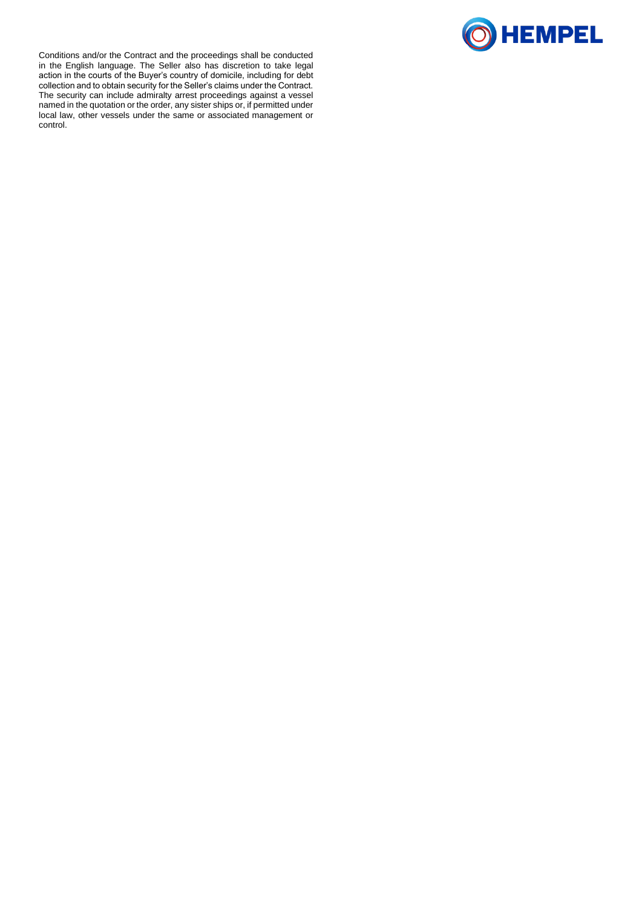Conditions and/or the Contract and the proceedings shall be conducted in the English language. The Seller also has discretion to take legal action in the courts of the Buyer's country of domicile, including for debt collection and to obtain security for the Seller's claims under the Contract. The security can include admiralty arrest proceedings against a vessel named in the quotation or the order, any sister ships or, if permitted under local law, other vessels under the same or associated management or control.